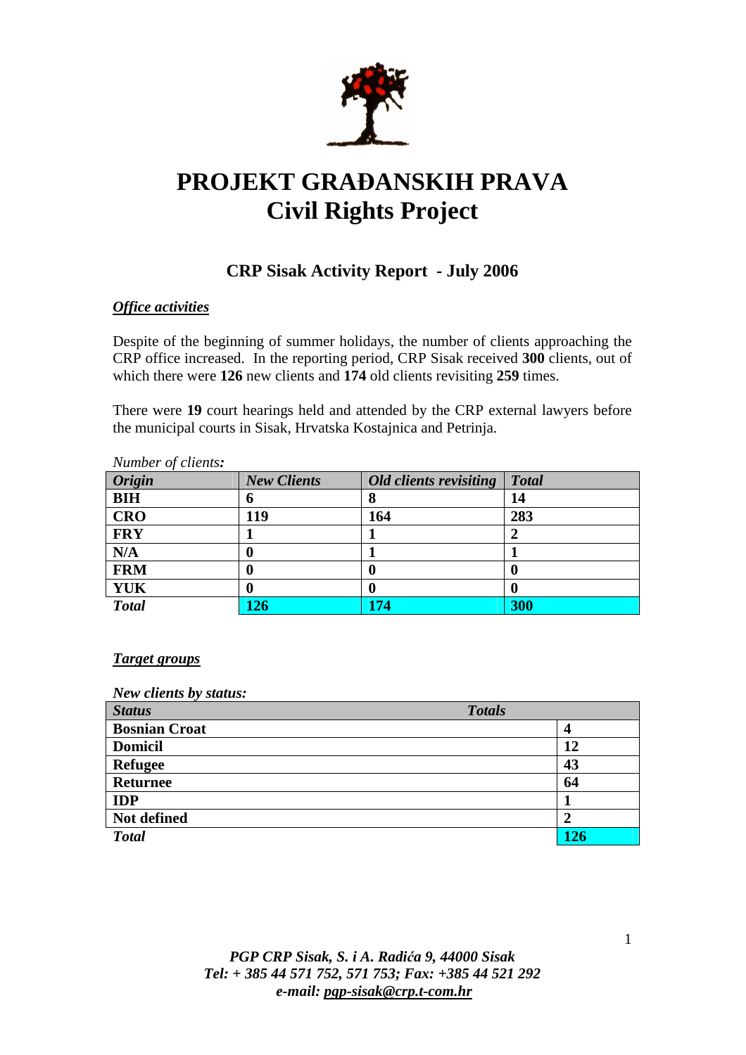# PROJEKT GRAĐANSKIH PRAVA
# Civil Rights Project

## CRP Sisak Activity Report - July 2006

***Office activities***

Despite of the beginning of summer holidays, the number of clients approaching the CRP office increased. In the reporting period, CRP Sisak received **300** clients, out of which there were **126** new clients and **174** old clients revisiting **259** times.

There were **19** court hearings held and attended by the CRP external lawyers before the municipal courts in Sisak, Hrvatska Kostajnica and Petrinja.

*Number of clients:*

| *Origin* | *New Clients* | *Old clients revisiting* | *Total* |
|---|---|---|---|
| **BIH** | **6** | **8** | **14** |
| **CRO** | **119** | **164** | **283** |
| **FRY** | **1** | **1** | **2** |
| **N/A** | **0** | **1** | **1** |
| **FRM** | **0** | **0** | **0** |
| **YUK** | **0** | **0** | **0** |
| ***Total*** | **126** | **174** | **300** |

***Target groups***

*New clients by status:*

| *Status* | *Totals* |
|---|---|
| **Bosnian Croat** | **4** |
| **Domicil** | **12** |
| **Refugee** | **43** |
| **Returnee** | **64** |
| **IDP** | **1** |
| **Not defined** | **2** |
| ***Total*** | **126** |

*PGP CRP Sisak, S. i A. Radića 9, 44000 Sisak*
*Tel: + 385 44 571 752, 571 753; Fax: +385 44 521 292*
*e-mail: pgp-sisak@crp.t-com.hr*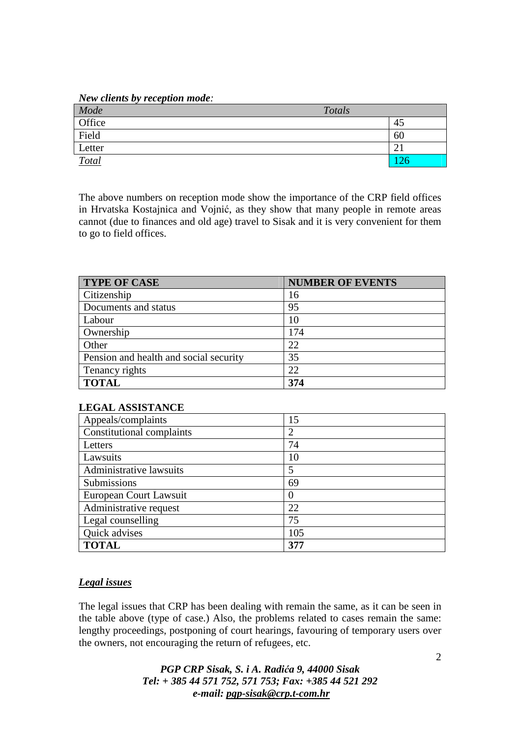***New clients by reception mode:***

| *Mode* | *Totals* |
|---|---|
| Office | 45 |
| Field | 60 |
| Letter | 21 |
| *Total* | 126 |

The above numbers on reception mode show the importance of the CRP field offices in Hrvatska Kostajnica and Vojnić, as they show that many people in remote areas cannot (due to finances and old age) travel to Sisak and it is very convenient for them to go to field offices.

| **TYPE OF CASE** | **NUMBER OF EVENTS** |
|---|---|
| Citizenship | 16 |
| Documents and status | 95 |
| Labour | 10 |
| Ownership | 174 |
| Other | 22 |
| Pension and health and social security | 35 |
| Tenancy rights | 22 |
| **TOTAL** | **374** |

**LEGAL ASSISTANCE**

| | |
|---|---|
| Appeals/complaints | 15 |
| Constitutional complaints | 2 |
| Letters | 74 |
| Lawsuits | 10 |
| Administrative lawsuits | 5 |
| Submissions | 69 |
| European Court Lawsuit | 0 |
| Administrative request | 22 |
| Legal counselling | 75 |
| Quick advises | 105 |
| **TOTAL** | **377** |

***Legal issues***

The legal issues that CRP has been dealing with remain the same, as it can be seen in the table above (type of case.) Also, the problems related to cases remain the same: lengthy proceedings, postponing of court hearings, favouring of temporary users over the owners, not encouraging the return of refugees, etc.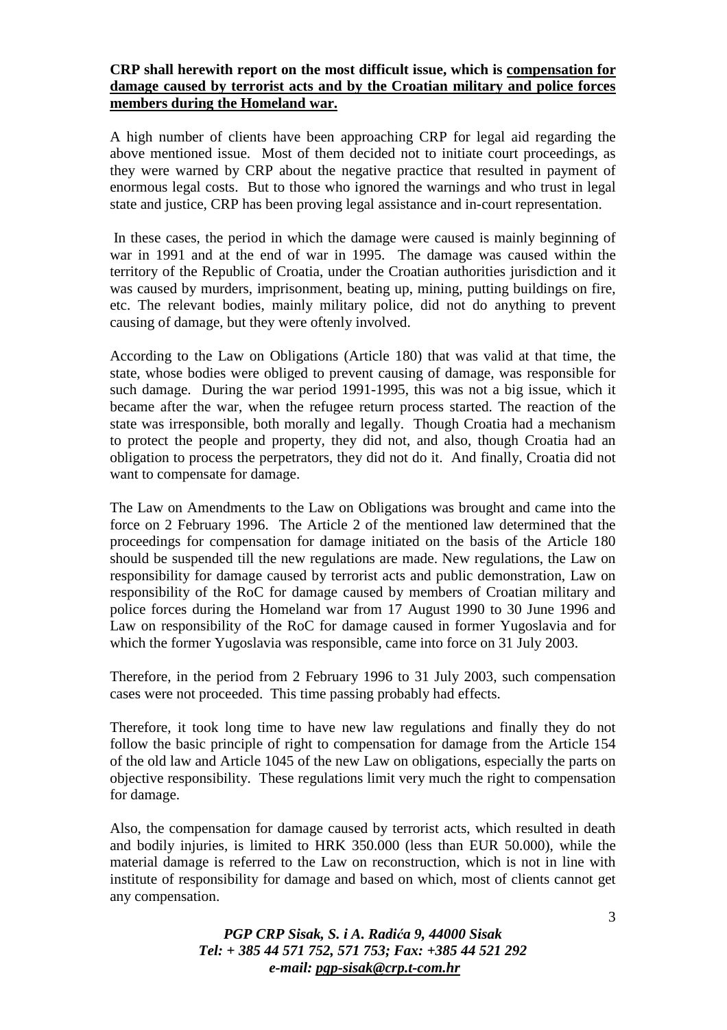**CRP shall herewith report on the most difficult issue, which is <u>compensation for damage caused by terrorist acts and by the Croatian military and police forces members during the Homeland war.</u>**

A high number of clients have been approaching CRP for legal aid regarding the above mentioned issue. Most of them decided not to initiate court proceedings, as they were warned by CRP about the negative practice that resulted in payment of enormous legal costs. But to those who ignored the warnings and who trust in legal state and justice, CRP has been proving legal assistance and in-court representation.

In these cases, the period in which the damage were caused is mainly beginning of war in 1991 and at the end of war in 1995. The damage was caused within the territory of the Republic of Croatia, under the Croatian authorities jurisdiction and it was caused by murders, imprisonment, beating up, mining, putting buildings on fire, etc. The relevant bodies, mainly military police, did not do anything to prevent causing of damage, but they were oftenly involved.

According to the Law on Obligations (Article 180) that was valid at that time, the state, whose bodies were obliged to prevent causing of damage, was responsible for such damage. During the war period 1991-1995, this was not a big issue, which it became after the war, when the refugee return process started. The reaction of the state was irresponsible, both morally and legally. Though Croatia had a mechanism to protect the people and property, they did not, and also, though Croatia had an obligation to process the perpetrators, they did not do it. And finally, Croatia did not want to compensate for damage.

The Law on Amendments to the Law on Obligations was brought and came into the force on 2 February 1996. The Article 2 of the mentioned law determined that the proceedings for compensation for damage initiated on the basis of the Article 180 should be suspended till the new regulations are made. New regulations, the Law on responsibility for damage caused by terrorist acts and public demonstration, Law on responsibility of the RoC for damage caused by members of Croatian military and police forces during the Homeland war from 17 August 1990 to 30 June 1996 and Law on responsibility of the RoC for damage caused in former Yugoslavia and for which the former Yugoslavia was responsible, came into force on 31 July 2003.

Therefore, in the period from 2 February 1996 to 31 July 2003, such compensation cases were not proceeded. This time passing probably had effects.

Therefore, it took long time to have new law regulations and finally they do not follow the basic principle of right to compensation for damage from the Article 154 of the old law and Article 1045 of the new Law on obligations, especially the parts on objective responsibility. These regulations limit very much the right to compensation for damage.

Also, the compensation for damage caused by terrorist acts, which resulted in death and bodily injuries, is limited to HRK 350.000 (less than EUR 50.000), while the material damage is referred to the Law on reconstruction, which is not in line with institute of responsibility for damage and based on which, most of clients cannot get any compensation.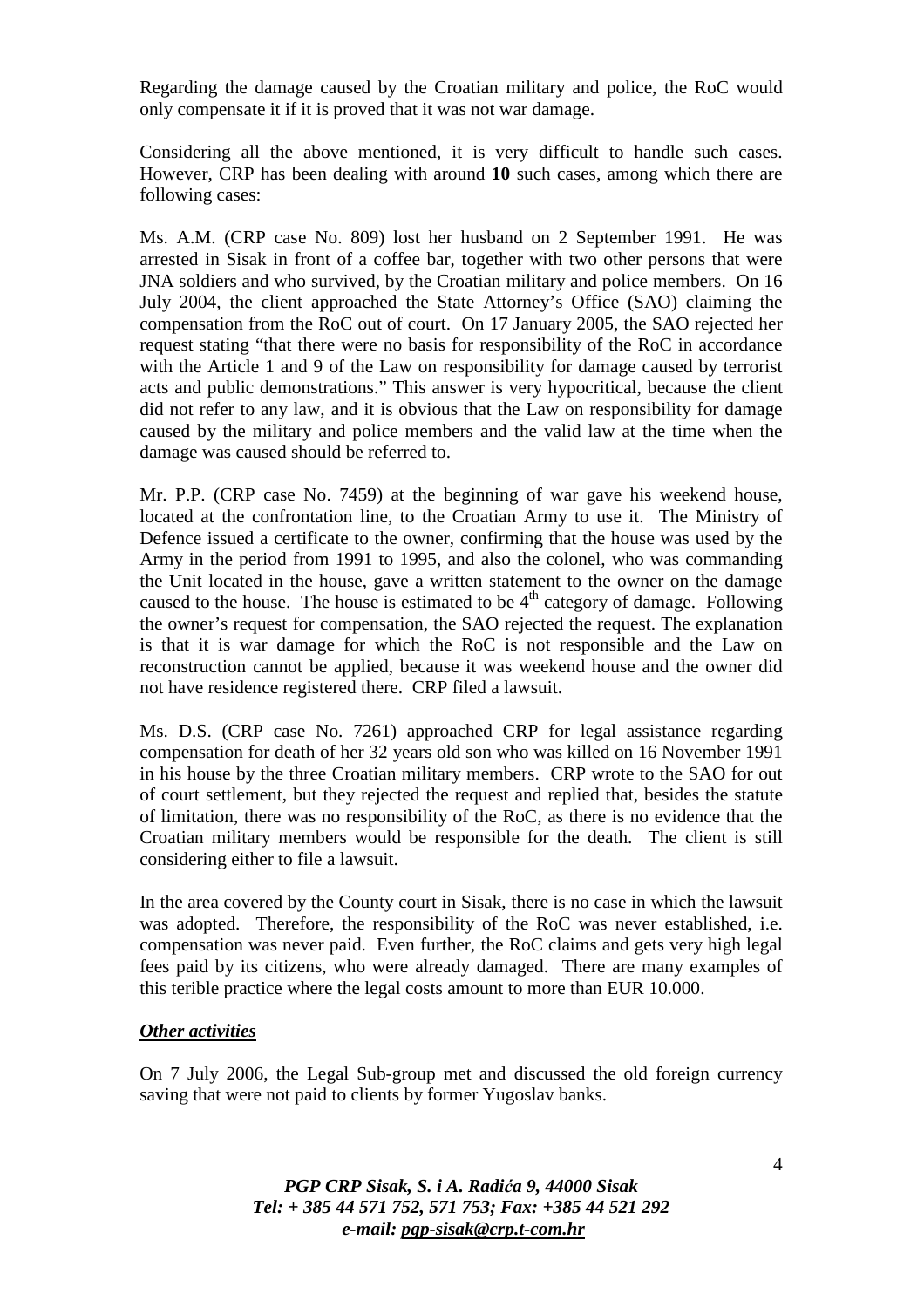Regarding the damage caused by the Croatian military and police, the RoC would only compensate it if it is proved that it was not war damage.

Considering all the above mentioned, it is very difficult to handle such cases. However, CRP has been dealing with around **10** such cases, among which there are following cases:

Ms. A.M. (CRP case No. 809) lost her husband on 2 September 1991. He was arrested in Sisak in front of a coffee bar, together with two other persons that were JNA soldiers and who survived, by the Croatian military and police members. On 16 July 2004, the client approached the State Attorney's Office (SAO) claiming the compensation from the RoC out of court. On 17 January 2005, the SAO rejected her request stating "that there were no basis for responsibility of the RoC in accordance with the Article 1 and 9 of the Law on responsibility for damage caused by terrorist acts and public demonstrations." This answer is very hypocritical, because the client did not refer to any law, and it is obvious that the Law on responsibility for damage caused by the military and police members and the valid law at the time when the damage was caused should be referred to.

Mr. P.P. (CRP case No. 7459) at the beginning of war gave his weekend house, located at the confrontation line, to the Croatian Army to use it. The Ministry of Defence issued a certificate to the owner, confirming that the house was used by the Army in the period from 1991 to 1995, and also the colonel, who was commanding the Unit located in the house, gave a written statement to the owner on the damage caused to the house. The house is estimated to be 4th category of damage. Following the owner's request for compensation, the SAO rejected the request. The explanation is that it is war damage for which the RoC is not responsible and the Law on reconstruction cannot be applied, because it was weekend house and the owner did not have residence registered there. CRP filed a lawsuit.

Ms. D.S. (CRP case No. 7261) approached CRP for legal assistance regarding compensation for death of her 32 years old son who was killed on 16 November 1991 in his house by the three Croatian military members. CRP wrote to the SAO for out of court settlement, but they rejected the request and replied that, besides the statute of limitation, there was no responsibility of the RoC, as there is no evidence that the Croatian military members would be responsible for the death. The client is still considering either to file a lawsuit.

In the area covered by the County court in Sisak, there is no case in which the lawsuit was adopted. Therefore, the responsibility of the RoC was never established, i.e. compensation was never paid. Even further, the RoC claims and gets very high legal fees paid by its citizens, who were already damaged. There are many examples of this terible practice where the legal costs amount to more than EUR 10.000.

***Other activities***

On 7 July 2006, the Legal Sub-group met and discussed the old foreign currency saving that were not paid to clients by former Yugoslav banks.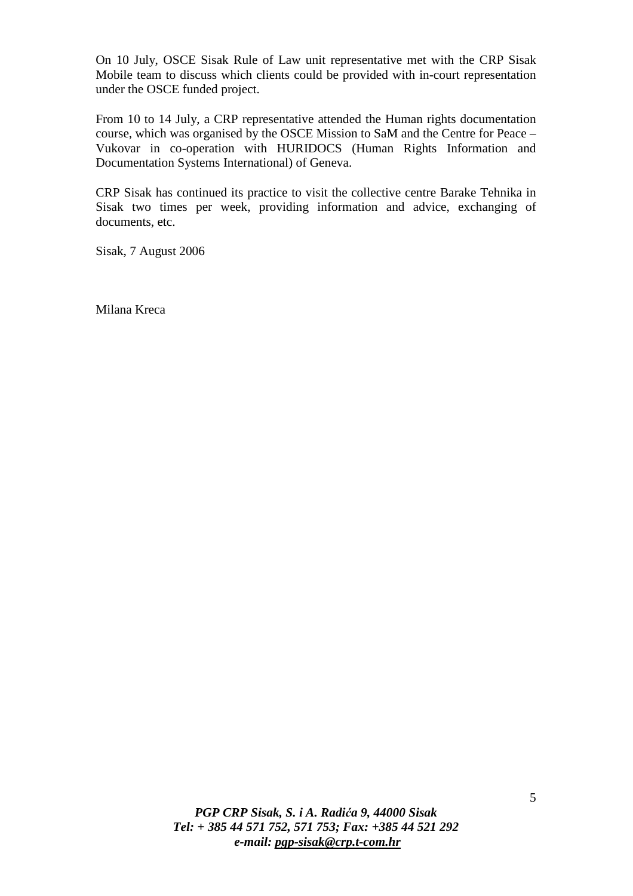On 10 July, OSCE Sisak Rule of Law unit representative met with the CRP Sisak Mobile team to discuss which clients could be provided with in-court representation under the OSCE funded project.

From 10 to 14 July, a CRP representative attended the Human rights documentation course, which was organised by the OSCE Mission to SaM and the Centre for Peace – Vukovar in co-operation with HURIDOCS (Human Rights Information and Documentation Systems International) of Geneva.

CRP Sisak has continued its practice to visit the collective centre Barake Tehnika in Sisak two times per week, providing information and advice, exchanging of documents, etc.

Sisak, 7 August 2006

Milana Kreca

***PGP CRP Sisak, S. i A. Radića 9, 44000 Sisak***
***Tel: + 385 44 571 752, 571 753; Fax: +385 44 521 292***
***e-mail: pgp-sisak@crp.t-com.hr***